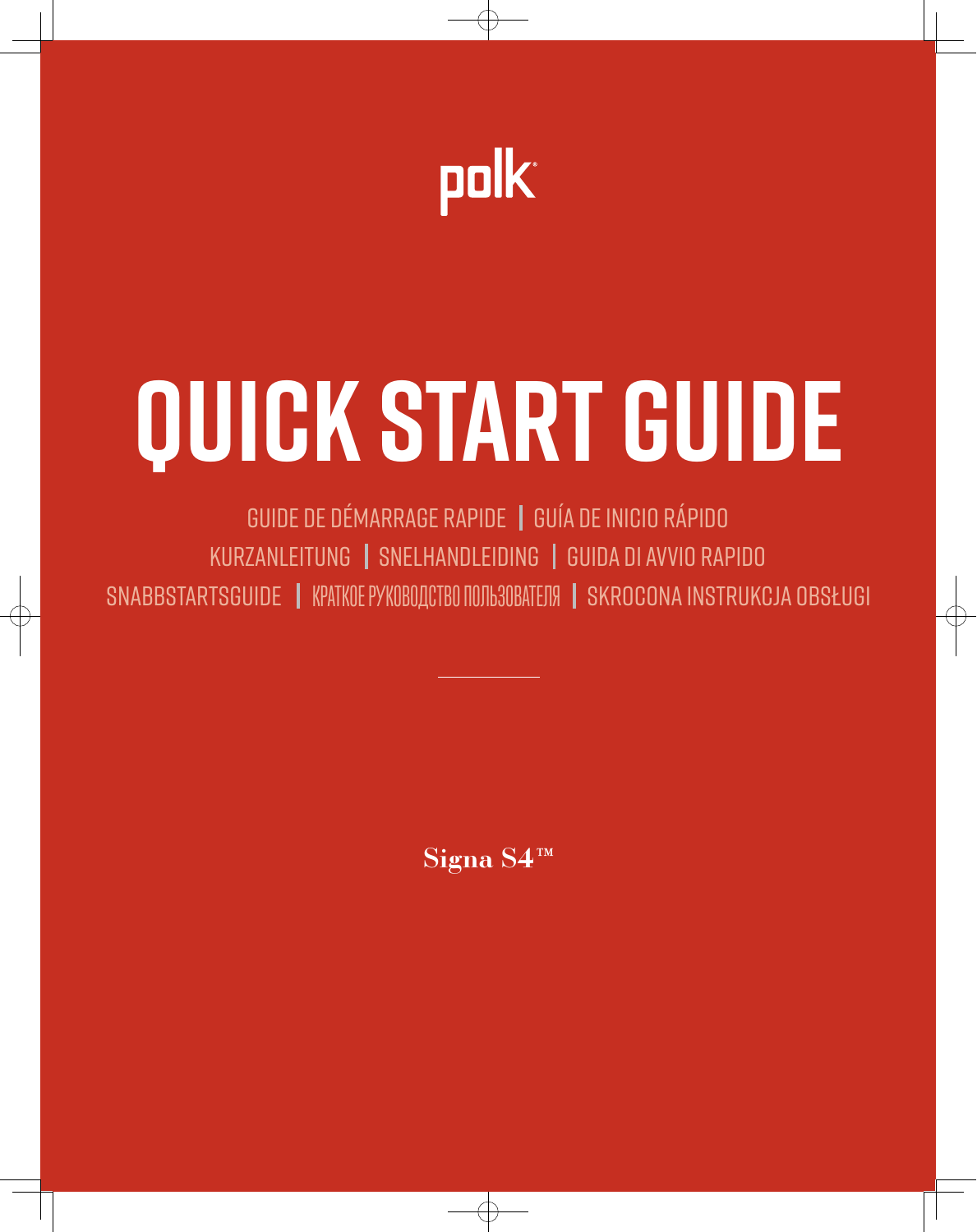polk

# QUICK START GUIDE

GUIDE DE DÉMARRAGE RAPIDE | GUÍA DE INICIO RÁPIDO
KURZANLEITUNG | SNELHANDLEIDING | GUIDA DI AVVIO RAPIDO
SNABBSTARTSGUIDE | КРАТКОЕ РУКОВОДСТВО ПОЛЬЗОВАТЕЛЯ | SKROCONA INSTRUKCJA OBSŁUGI

**Signa S4™**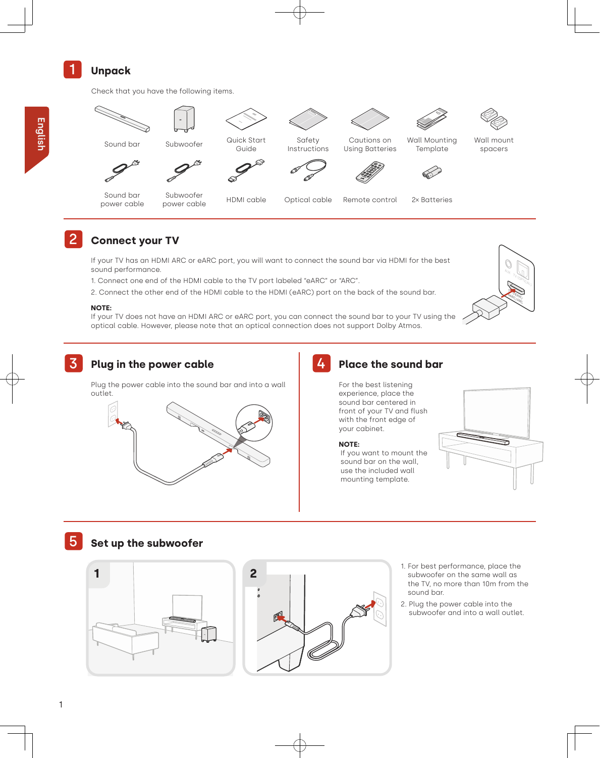## 1 Unpack

Check that you have the following items.

- Sound bar
- Subwoofer
- Quick Start Guide
- Safety Instructions
- Cautions on Using Batteries
- Wall Mounting Template
- Wall mount spacers
- Sound bar power cable
- Subwoofer power cable
- HDMI cable
- Optical cable
- Remote control
- 2× Batteries

## 2 Connect your TV

If your TV has an HDMI ARC or eARC port, you will want to connect the sound bar via HDMI for the best sound performance.

1. Connect one end of the HDMI cable to the TV port labeled “eARC” or “ARC”.
2. Connect the other end of the HDMI cable to the HDMI (eARC) port on the back of the sound bar.

**NOTE:**
If your TV does not have an HDMI ARC or eARC port, you can connect the sound bar to your TV using the optical cable. However, please note that an optical connection does not support Dolby Atmos.

## 3 Plug in the power cable

Plug the power cable into the sound bar and into a wall outlet.

## 4 Place the sound bar

For the best listening experience, place the sound bar centered in front of your TV and flush with the front edge of your cabinet.

**NOTE:**
If you want to mount the sound bar on the wall, use the included wall mounting template.

## 5 Set up the subwoofer

1. For best performance, place the subwoofer on the same wall as the TV, no more than 10m from the sound bar.
2. Plug the power cable into the subwoofer and into a wall outlet.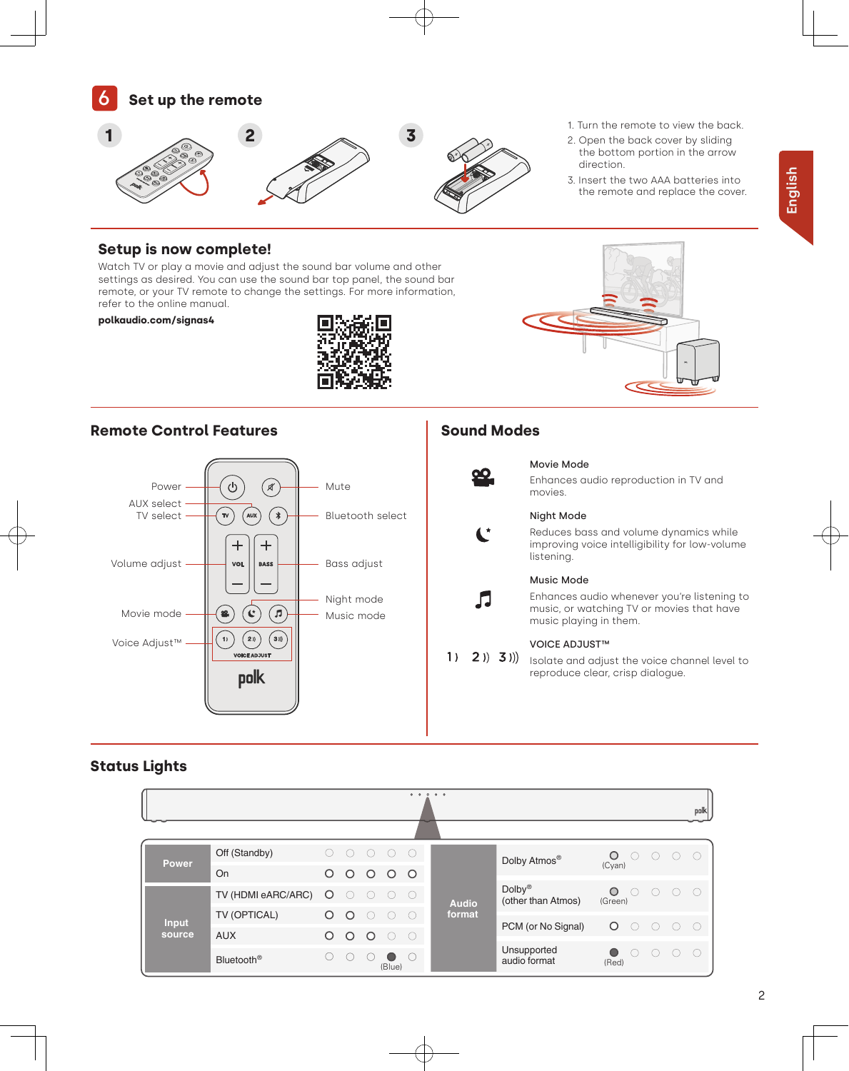## 6 Set up the remote

1. Turn the remote to view the back.
2. Open the back cover by sliding the bottom portion in the arrow direction.
3. Insert the two AAA batteries into the remote and replace the cover.

## Setup is now complete!

Watch TV or play a movie and adjust the sound bar volume and other settings as desired. You can use the sound bar top panel, the sound bar remote, or your TV remote to change the settings. For more information, refer to the online manual.

**polkaudio.com/signas4**

## Remote Control Features

- Power
- Mute
- AUX select
- TV select
- Bluetooth select
- Volume adjust
- Bass adjust
- Night mode
- Movie mode
- Music mode
- Voice Adjust™

## Sound Modes

**Movie Mode**
Enhances audio reproduction in TV and movies.

**Night Mode**
Reduces bass and volume dynamics while improving voice intelligibility for low-volume listening.

**Music Mode**
Enhances audio whenever you're listening to music, or watching TV or movies that have music playing in them.

**VOICE ADJUST™**
Isolate and adjust the voice channel level to reproduce clear, crisp dialogue.

## Status Lights

| | | LED 1 | LED 2 | LED 3 | LED 4 | LED 5 |
|---|---|---|---|---|---|---|
| Power | Off (Standby) | ○ | ○ | ○ | ○ | ○ |
| | On | ● | ● | ● | ● | ● |
| Input source | TV (HDMI eARC/ARC) | ● | ○ | ○ | ○ | ○ |
| | TV (OPTICAL) | ● | ● | ○ | ○ | ○ |
| | AUX | ● | ● | ● | ○ | ○ |
| | Bluetooth® | ○ | ○ | ○ | ● (Blue) | ○ |

| | | LED 1 | LED 2 | LED 3 | LED 4 | LED 5 |
|---|---|---|---|---|---|---|
| Audio format | Dolby Atmos® | ● (Cyan) | ○ | ○ | ○ | ○ |
| | Dolby® (other than Atmos) | ● (Green) | ○ | ○ | ○ | ○ |
| | PCM (or No Signal) | ● | ○ | ○ | ○ | ○ |
| | Unsupported audio format | ● (Red) | ○ | ○ | ○ | ○ |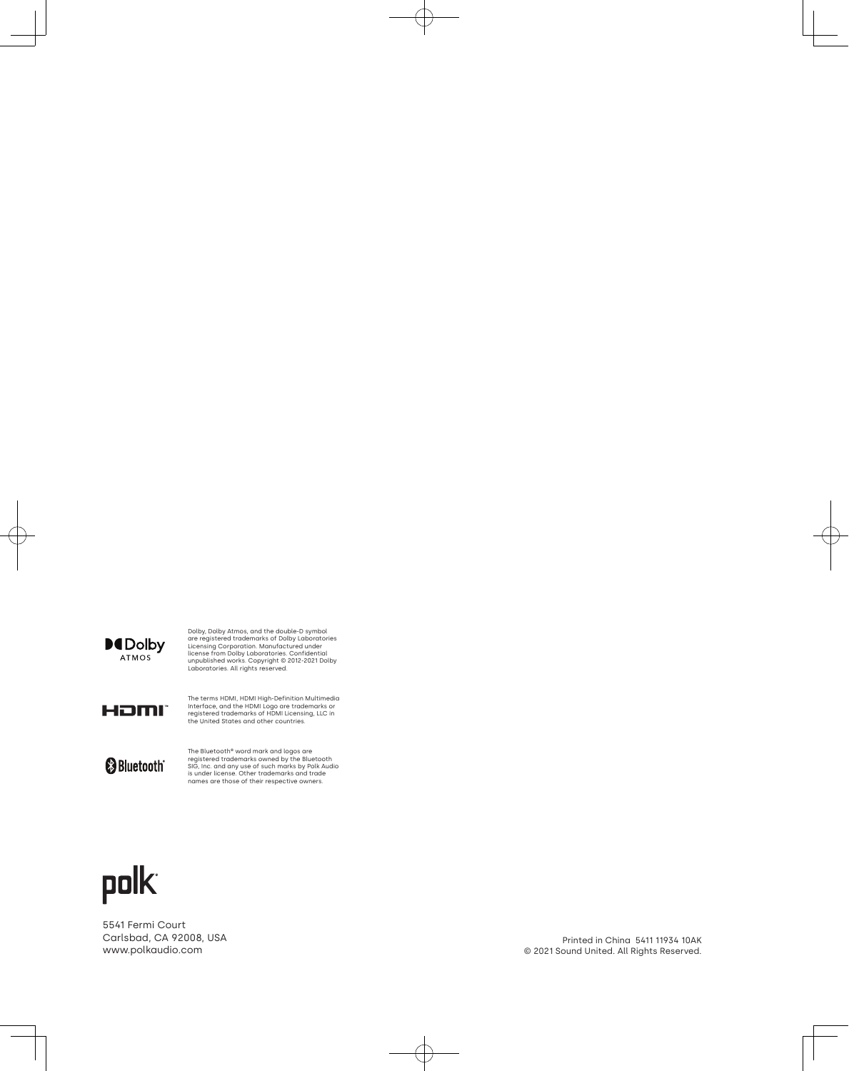Dolby, Dolby Atmos, and the double-D symbol are registered trademarks of Dolby Laboratories Licensing Corporation. Manufactured under license from Dolby Laboratories. Confidential unpublished works. Copyright © 2012-2021 Dolby Laboratories. All rights reserved.

The terms HDMI, HDMI High-Definition Multimedia Interface, and the HDMI Logo are trademarks or registered trademarks of HDMI Licensing, LLC in the United States and other countries.

The Bluetooth® word mark and logos are registered trademarks owned by the Bluetooth SIG, Inc. and any use of such marks by Polk Audio is under license. Other trademarks and trade names are those of their respective owners.

5541 Fermi Court
Carlsbad, CA 92008, USA
www.polkaudio.com

Printed in China 5411 11934 10AK
© 2021 Sound United. All Rights Reserved.